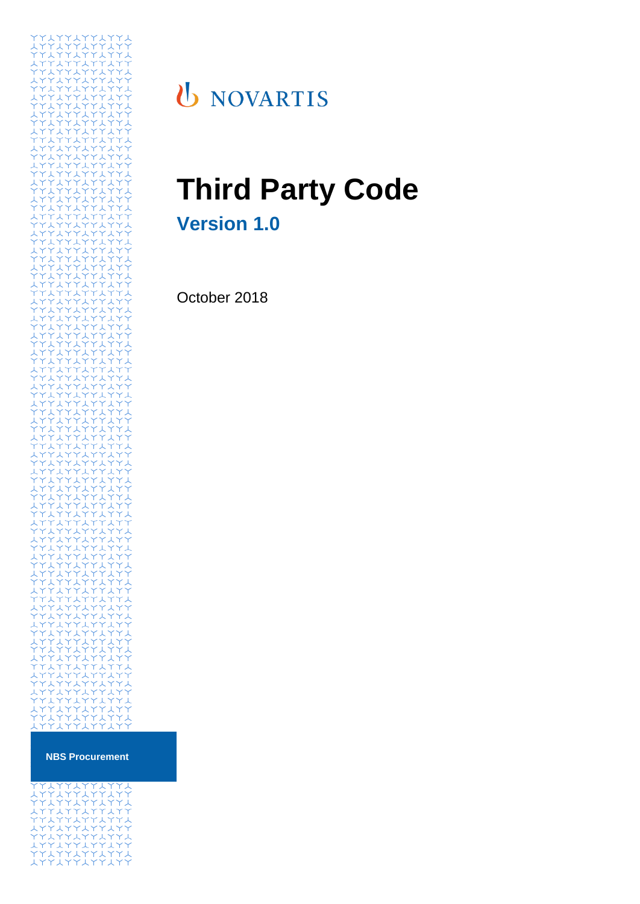NOVARTIS

# Third Party Code

## Version 1.0

October 2018

**NBS Procurement**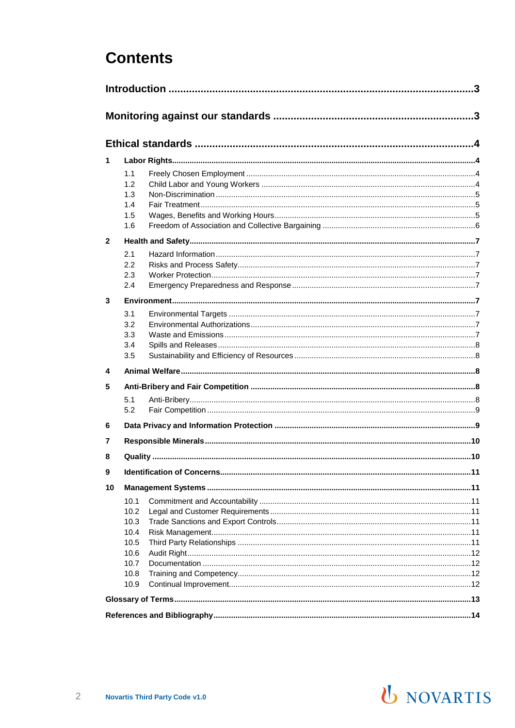# Contents

**Introduction** ........................................................................................ 3

**Monitoring against our standards** ......................................................... 3

**Ethical standards** ................................................................................. 4

**1 Labor Rights** ........................................................................................ 4

- 1.1 Freely Chosen Employment ........................................................... 4
- 1.2 Child Labor and Young Workers .................................................... 4
- 1.3 Non-Discrimination ......................................................................... 5
- 1.4 Fair Treatment ................................................................................ 5
- 1.5 Wages, Benefits and Working Hours .............................................. 5
- 1.6 Freedom of Association and Collective Bargaining ........................ 6

**2 Health and Safety** ................................................................................. 7

- 2.1 Hazard Information ......................................................................... 7
- 2.2 Risks and Process Safety ............................................................... 7
- 2.3 Worker Protection ........................................................................... 7
- 2.4 Emergency Preparedness and Response ...................................... 7

**3 Environment** ......................................................................................... 7

- 3.1 Environmental Targets .................................................................... 7
- 3.2 Environmental Authorizations ......................................................... 7
- 3.3 Waste and Emissions ..................................................................... 7
- 3.4 Spills and Releases ........................................................................ 8
- 3.5 Sustainability and Efficiency of Resources ..................................... 8

**4 Animal Welfare** ..................................................................................... 8

**5 Anti-Bribery and Fair Competition** ....................................................... 8

- 5.1 Anti-Bribery ..................................................................................... 8
- 5.2 Fair Competition ............................................................................. 9

**6 Data Privacy and Information Protection** ............................................ 9

**7 Responsible Minerals** ......................................................................... 10

**8 Quality** ................................................................................................ 10

**9 Identification of Concerns** .................................................................. 11

**10 Management Systems** ....................................................................... 11

- 10.1 Commitment and Accountability ................................................. 11
- 10.2 Legal and Customer Requirements ............................................. 11
- 10.3 Trade Sanctions and Export Controls .......................................... 11
- 10.4 Risk Management ........................................................................ 11
- 10.5 Third Party Relationships ............................................................. 11
- 10.6 Audit Right ................................................................................... 12
- 10.7 Documentation ............................................................................. 12
- 10.8 Training and Competency ........................................................... 12
- 10.9 Continual Improvement ............................................................... 12

**Glossary of Terms** .................................................................................. 13

**References and Bibliography** ................................................................ 14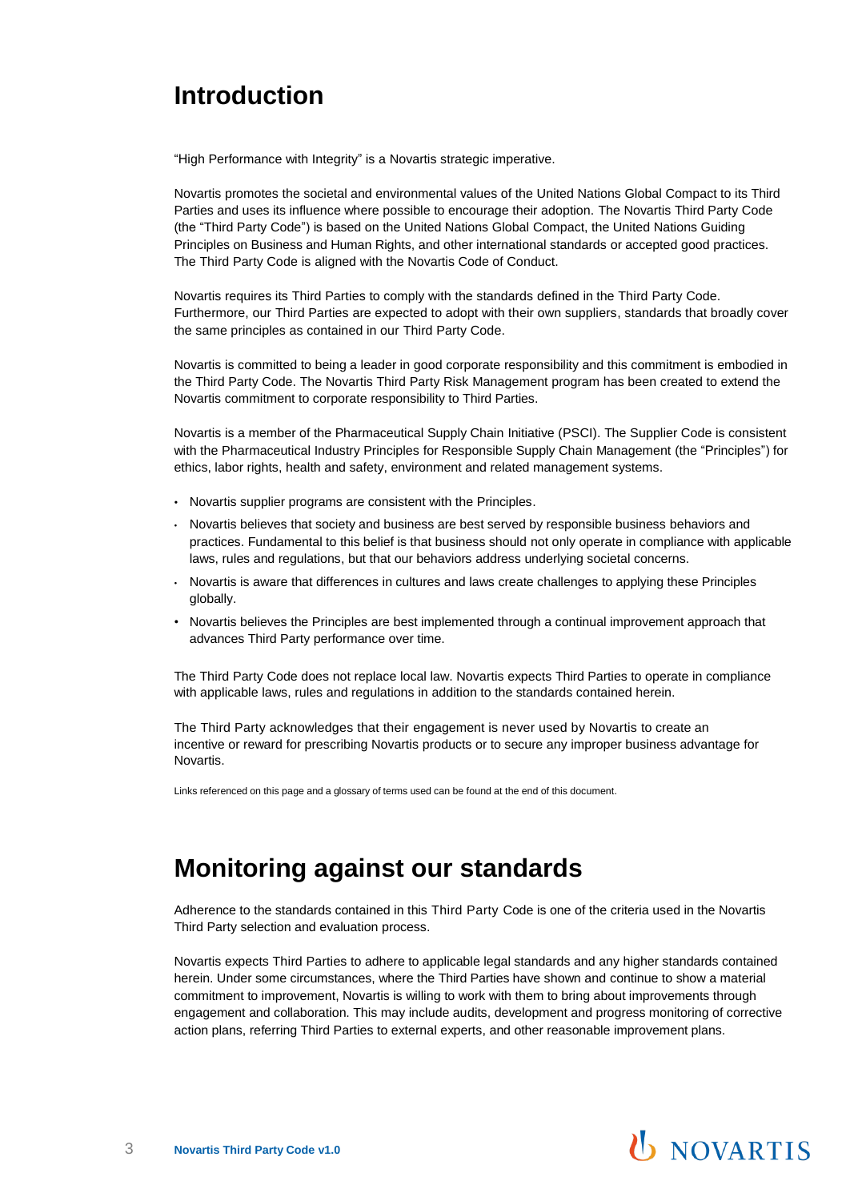# Introduction

"High Performance with Integrity" is a Novartis strategic imperative.

Novartis promotes the societal and environmental values of the United Nations Global Compact to its Third Parties and uses its influence where possible to encourage their adoption. The Novartis Third Party Code (the "Third Party Code") is based on the United Nations Global Compact, the United Nations Guiding Principles on Business and Human Rights, and other international standards or accepted good practices. The Third Party Code is aligned with the Novartis Code of Conduct.

Novartis requires its Third Parties to comply with the standards defined in the Third Party Code. Furthermore, our Third Parties are expected to adopt with their own suppliers, standards that broadly cover the same principles as contained in our Third Party Code.

Novartis is committed to being a leader in good corporate responsibility and this commitment is embodied in the Third Party Code. The Novartis Third Party Risk Management program has been created to extend the Novartis commitment to corporate responsibility to Third Parties.

Novartis is a member of the Pharmaceutical Supply Chain Initiative (PSCI). The Supplier Code is consistent with the Pharmaceutical Industry Principles for Responsible Supply Chain Management (the "Principles") for ethics, labor rights, health and safety, environment and related management systems.

- Novartis supplier programs are consistent with the Principles.
- Novartis believes that society and business are best served by responsible business behaviors and practices. Fundamental to this belief is that business should not only operate in compliance with applicable laws, rules and regulations, but that our behaviors address underlying societal concerns.
- Novartis is aware that differences in cultures and laws create challenges to applying these Principles globally.
- Novartis believes the Principles are best implemented through a continual improvement approach that advances Third Party performance over time.

The Third Party Code does not replace local law. Novartis expects Third Parties to operate in compliance with applicable laws, rules and regulations in addition to the standards contained herein.

The Third Party acknowledges that their engagement is never used by Novartis to create an incentive or reward for prescribing Novartis products or to secure any improper business advantage for Novartis.

Links referenced on this page and a glossary of terms used can be found at the end of this document.

# Monitoring against our standards

Adherence to the standards contained in this Third Party Code is one of the criteria used in the Novartis Third Party selection and evaluation process.

Novartis expects Third Parties to adhere to applicable legal standards and any higher standards contained herein. Under some circumstances, where the Third Parties have shown and continue to show a material commitment to improvement, Novartis is willing to work with them to bring about improvements through engagement and collaboration. This may include audits, development and progress monitoring of corrective action plans, referring Third Parties to external experts, and other reasonable improvement plans.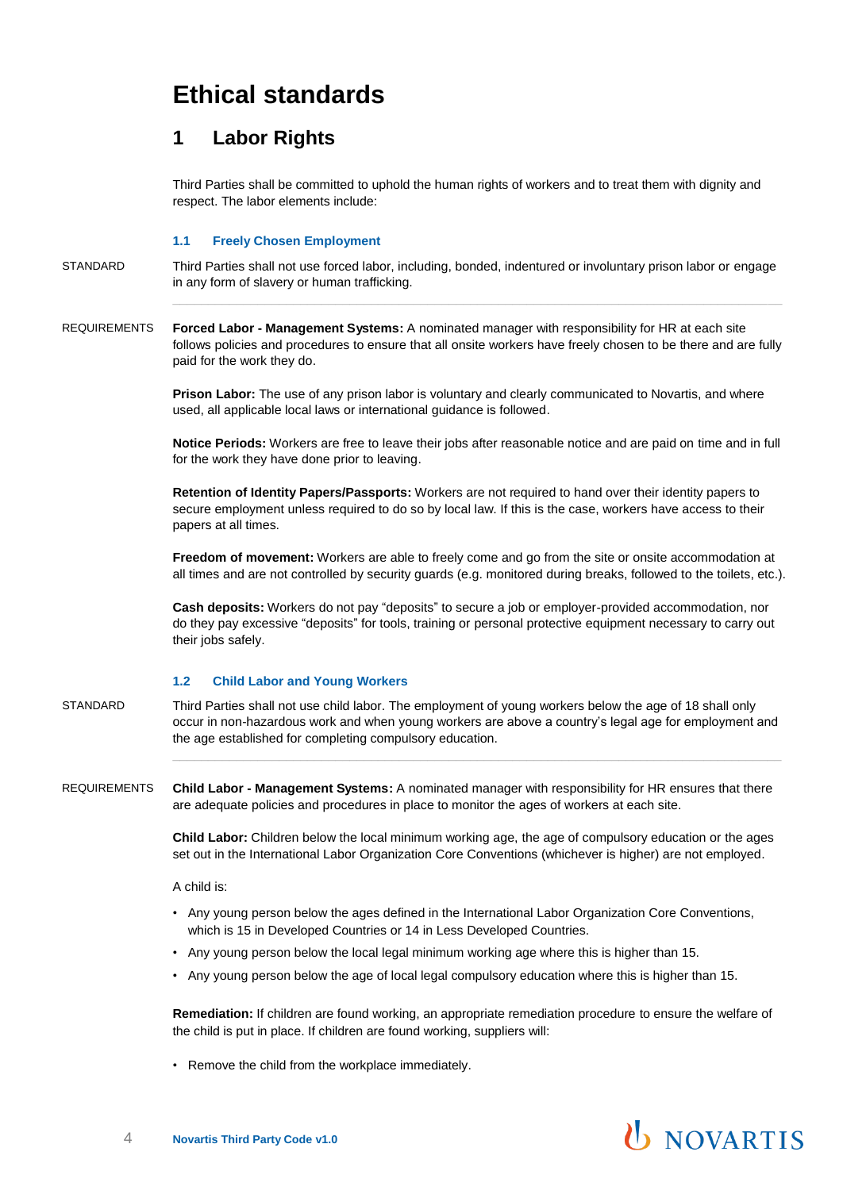# Ethical standards

## 1 Labor Rights

Third Parties shall be committed to uphold the human rights of workers and to treat them with dignity and respect. The labor elements include:

### 1.1 Freely Chosen Employment

STANDARD

Third Parties shall not use forced labor, including, bonded, indentured or involuntary prison labor or engage in any form of slavery or human trafficking.

REQUIREMENTS

**Forced Labor - Management Systems:** A nominated manager with responsibility for HR at each site follows policies and procedures to ensure that all onsite workers have freely chosen to be there and are fully paid for the work they do.

**Prison Labor:** The use of any prison labor is voluntary and clearly communicated to Novartis, and where used, all applicable local laws or international guidance is followed.

**Notice Periods:** Workers are free to leave their jobs after reasonable notice and are paid on time and in full for the work they have done prior to leaving.

**Retention of Identity Papers/Passports:** Workers are not required to hand over their identity papers to secure employment unless required to do so by local law. If this is the case, workers have access to their papers at all times.

**Freedom of movement:** Workers are able to freely come and go from the site or onsite accommodation at all times and are not controlled by security guards (e.g. monitored during breaks, followed to the toilets, etc.).

**Cash deposits:** Workers do not pay "deposits" to secure a job or employer-provided accommodation, nor do they pay excessive "deposits" for tools, training or personal protective equipment necessary to carry out their jobs safely.

### 1.2 Child Labor and Young Workers

STANDARD

Third Parties shall not use child labor. The employment of young workers below the age of 18 shall only occur in non-hazardous work and when young workers are above a country's legal age for employment and the age established for completing compulsory education.

REQUIREMENTS

**Child Labor - Management Systems:** A nominated manager with responsibility for HR ensures that there are adequate policies and procedures in place to monitor the ages of workers at each site.

**Child Labor:** Children below the local minimum working age, the age of compulsory education or the ages set out in the International Labor Organization Core Conventions (whichever is higher) are not employed.

A child is:

- Any young person below the ages defined in the International Labor Organization Core Conventions, which is 15 in Developed Countries or 14 in Less Developed Countries.
- Any young person below the local legal minimum working age where this is higher than 15.
- Any young person below the age of local legal compulsory education where this is higher than 15.

**Remediation:** If children are found working, an appropriate remediation procedure to ensure the welfare of the child is put in place. If children are found working, suppliers will:

- Remove the child from the workplace immediately.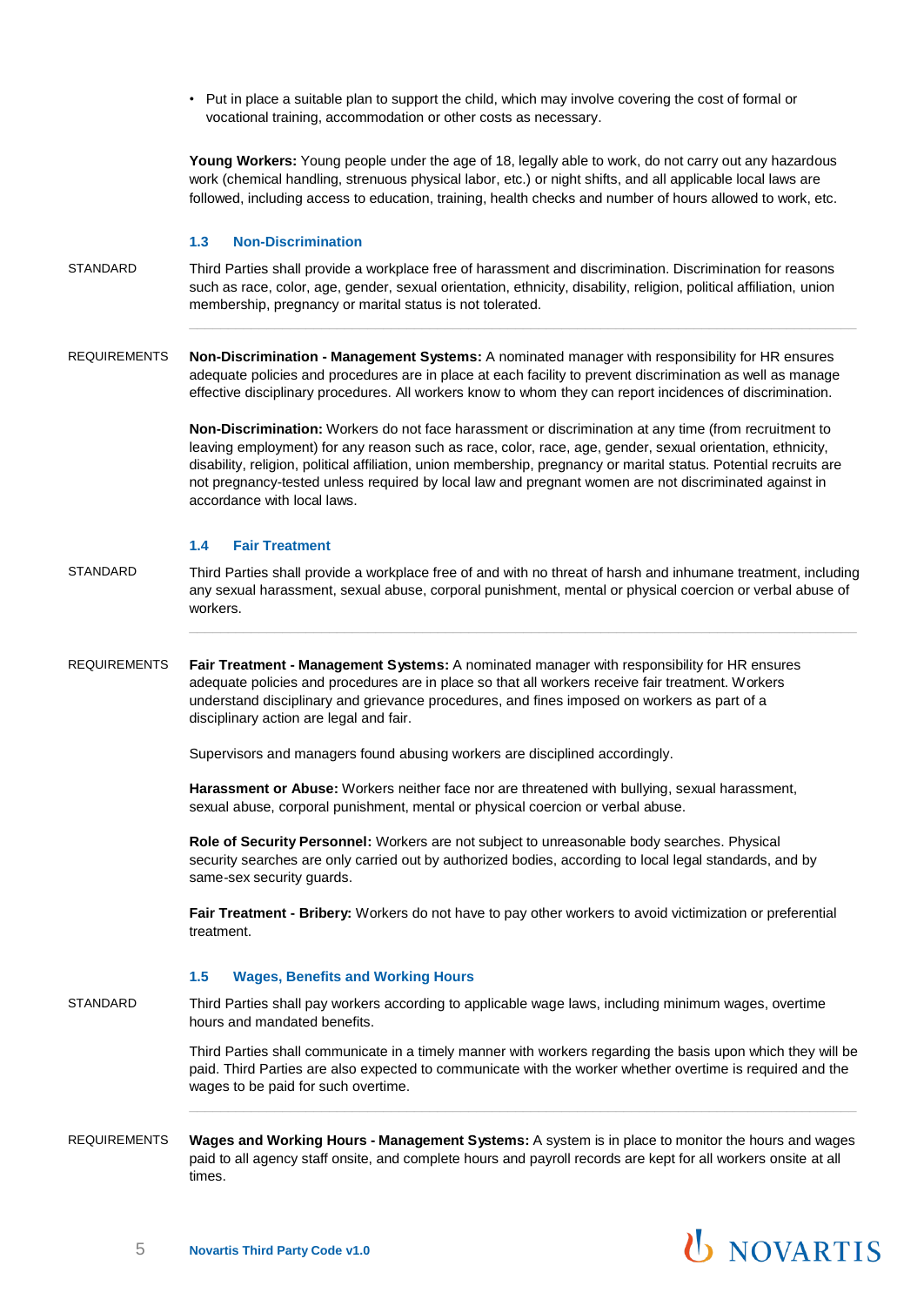- Put in place a suitable plan to support the child, which may involve covering the cost of formal or vocational training, accommodation or other costs as necessary.

**Young Workers:** Young people under the age of 18, legally able to work, do not carry out any hazardous work (chemical handling, strenuous physical labor, etc.) or night shifts, and all applicable local laws are followed, including access to education, training, health checks and number of hours allowed to work, etc.

### 1.3 Non-Discrimination

STANDARD

Third Parties shall provide a workplace free of harassment and discrimination. Discrimination for reasons such as race, color, age, gender, sexual orientation, ethnicity, disability, religion, political affiliation, union membership, pregnancy or marital status is not tolerated.

REQUIREMENTS

**Non-Discrimination - Management Systems:** A nominated manager with responsibility for HR ensures adequate policies and procedures are in place at each facility to prevent discrimination as well as manage effective disciplinary procedures. All workers know to whom they can report incidences of discrimination.

**Non-Discrimination:** Workers do not face harassment or discrimination at any time (from recruitment to leaving employment) for any reason such as race, color, race, age, gender, sexual orientation, ethnicity, disability, religion, political affiliation, union membership, pregnancy or marital status. Potential recruits are not pregnancy-tested unless required by local law and pregnant women are not discriminated against in accordance with local laws.

### 1.4 Fair Treatment

STANDARD

Third Parties shall provide a workplace free of and with no threat of harsh and inhumane treatment, including any sexual harassment, sexual abuse, corporal punishment, mental or physical coercion or verbal abuse of workers.

REQUIREMENTS

**Fair Treatment - Management Systems:** A nominated manager with responsibility for HR ensures adequate policies and procedures are in place so that all workers receive fair treatment. Workers understand disciplinary and grievance procedures, and fines imposed on workers as part of a disciplinary action are legal and fair.

Supervisors and managers found abusing workers are disciplined accordingly.

**Harassment or Abuse:** Workers neither face nor are threatened with bullying, sexual harassment, sexual abuse, corporal punishment, mental or physical coercion or verbal abuse.

**Role of Security Personnel:** Workers are not subject to unreasonable body searches. Physical security searches are only carried out by authorized bodies, according to local legal standards, and by same-sex security guards.

**Fair Treatment - Bribery:** Workers do not have to pay other workers to avoid victimization or preferential treatment.

### 1.5 Wages, Benefits and Working Hours

STANDARD

Third Parties shall pay workers according to applicable wage laws, including minimum wages, overtime hours and mandated benefits.

Third Parties shall communicate in a timely manner with workers regarding the basis upon which they will be paid. Third Parties are also expected to communicate with the worker whether overtime is required and the wages to be paid for such overtime.

REQUIREMENTS

**Wages and Working Hours - Management Systems:** A system is in place to monitor the hours and wages paid to all agency staff onsite, and complete hours and payroll records are kept for all workers onsite at all times.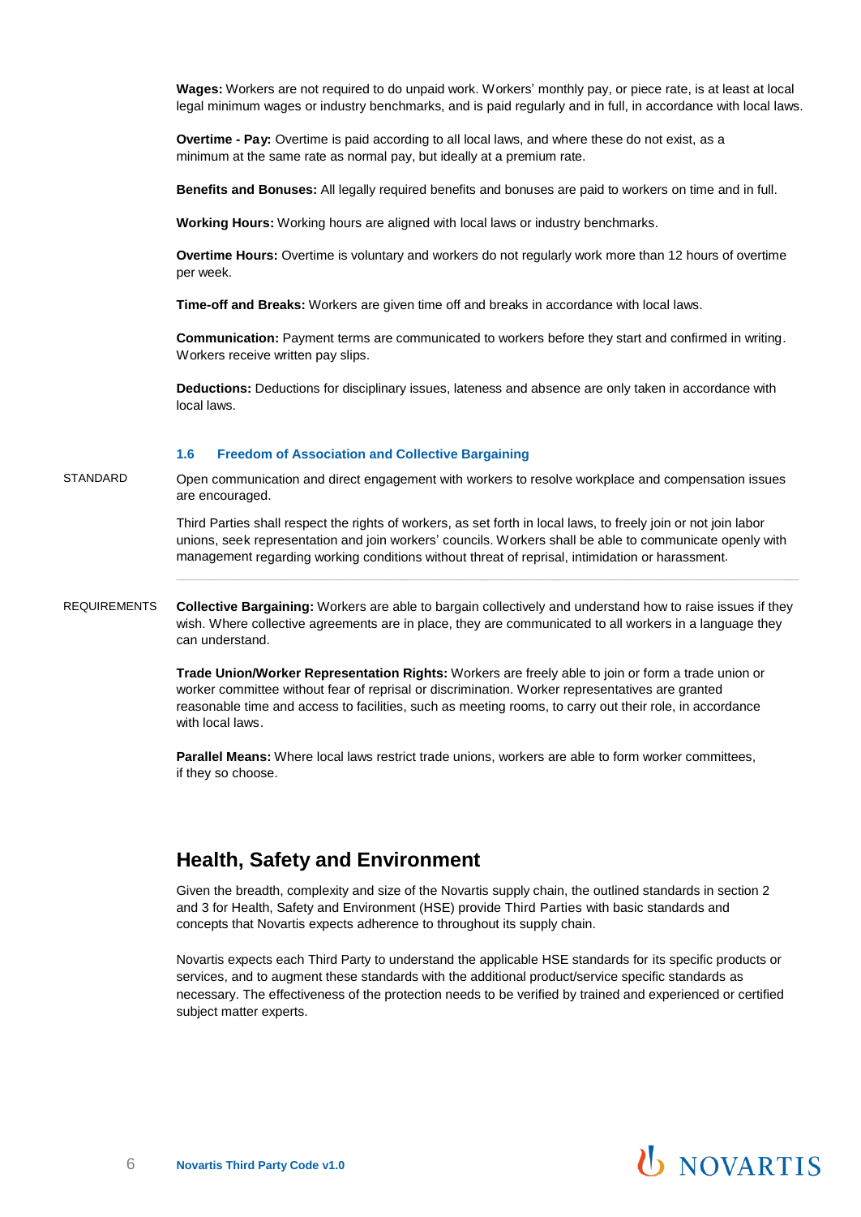**Wages:** Workers are not required to do unpaid work. Workers' monthly pay, or piece rate, is at least at local legal minimum wages or industry benchmarks, and is paid regularly and in full, in accordance with local laws.

**Overtime - Pay:** Overtime is paid according to all local laws, and where these do not exist, as a minimum at the same rate as normal pay, but ideally at a premium rate.

**Benefits and Bonuses:** All legally required benefits and bonuses are paid to workers on time and in full.

**Working Hours:** Working hours are aligned with local laws or industry benchmarks.

**Overtime Hours:** Overtime is voluntary and workers do not regularly work more than 12 hours of overtime per week.

**Time-off and Breaks:** Workers are given time off and breaks in accordance with local laws.

**Communication:** Payment terms are communicated to workers before they start and confirmed in writing. Workers receive written pay slips.

**Deductions:** Deductions for disciplinary issues, lateness and absence are only taken in accordance with local laws.

### 1.6 Freedom of Association and Collective Bargaining

STANDARD

Open communication and direct engagement with workers to resolve workplace and compensation issues are encouraged.

Third Parties shall respect the rights of workers, as set forth in local laws, to freely join or not join labor unions, seek representation and join workers' councils. Workers shall be able to communicate openly with management regarding working conditions without threat of reprisal, intimidation or harassment.

REQUIREMENTS

**Collective Bargaining:** Workers are able to bargain collectively and understand how to raise issues if they wish. Where collective agreements are in place, they are communicated to all workers in a language they can understand.

**Trade Union/Worker Representation Rights:** Workers are freely able to join or form a trade union or worker committee without fear of reprisal or discrimination. Worker representatives are granted reasonable time and access to facilities, such as meeting rooms, to carry out their role, in accordance with local laws.

**Parallel Means:** Where local laws restrict trade unions, workers are able to form worker committees, if they so choose.

## Health, Safety and Environment

Given the breadth, complexity and size of the Novartis supply chain, the outlined standards in section 2 and 3 for Health, Safety and Environment (HSE) provide Third Parties with basic standards and concepts that Novartis expects adherence to throughout its supply chain.

Novartis expects each Third Party to understand the applicable HSE standards for its specific products or services, and to augment these standards with the additional product/service specific standards as necessary. The effectiveness of the protection needs to be verified by trained and experienced or certified subject matter experts.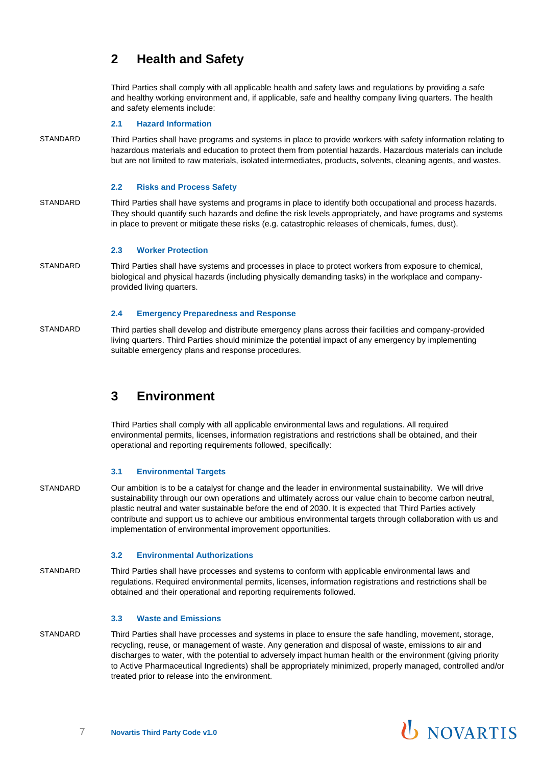# 2 Health and Safety

Third Parties shall comply with all applicable health and safety laws and regulations by providing a safe and healthy working environment and, if applicable, safe and healthy company living quarters. The health and safety elements include:

### 2.1 Hazard Information

STANDARD

Third Parties shall have programs and systems in place to provide workers with safety information relating to hazardous materials and education to protect them from potential hazards. Hazardous materials can include but are not limited to raw materials, isolated intermediates, products, solvents, cleaning agents, and wastes.

### 2.2 Risks and Process Safety

STANDARD

Third Parties shall have systems and programs in place to identify both occupational and process hazards. They should quantify such hazards and define the risk levels appropriately, and have programs and systems in place to prevent or mitigate these risks (e.g. catastrophic releases of chemicals, fumes, dust).

### 2.3 Worker Protection

STANDARD

Third Parties shall have systems and processes in place to protect workers from exposure to chemical, biological and physical hazards (including physically demanding tasks) in the workplace and company-provided living quarters.

### 2.4 Emergency Preparedness and Response

STANDARD

Third parties shall develop and distribute emergency plans across their facilities and company-provided living quarters. Third Parties should minimize the potential impact of any emergency by implementing suitable emergency plans and response procedures.

# 3 Environment

Third Parties shall comply with all applicable environmental laws and regulations. All required environmental permits, licenses, information registrations and restrictions shall be obtained, and their operational and reporting requirements followed, specifically:

### 3.1 Environmental Targets

STANDARD

Our ambition is to be a catalyst for change and the leader in environmental sustainability. We will drive sustainability through our own operations and ultimately across our value chain to become carbon neutral, plastic neutral and water sustainable before the end of 2030. It is expected that Third Parties actively contribute and support us to achieve our ambitious environmental targets through collaboration with us and implementation of environmental improvement opportunities.

### 3.2 Environmental Authorizations

STANDARD

Third Parties shall have processes and systems to conform with applicable environmental laws and regulations. Required environmental permits, licenses, information registrations and restrictions shall be obtained and their operational and reporting requirements followed.

### 3.3 Waste and Emissions

STANDARD

Third Parties shall have processes and systems in place to ensure the safe handling, movement, storage, recycling, reuse, or management of waste. Any generation and disposal of waste, emissions to air and discharges to water, with the potential to adversely impact human health or the environment (giving priority to Active Pharmaceutical Ingredients) shall be appropriately minimized, properly managed, controlled and/or treated prior to release into the environment.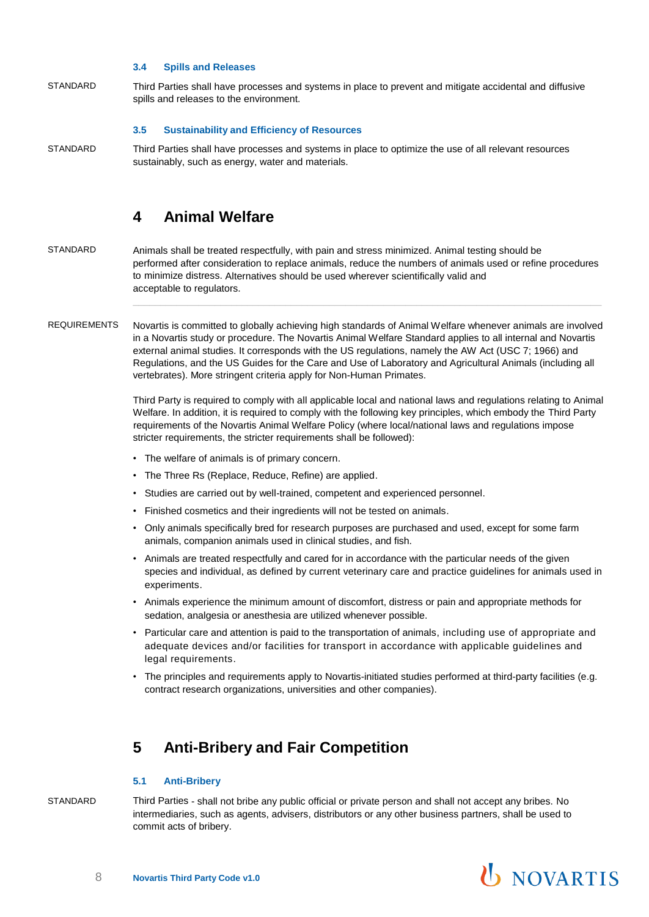### 3.4 Spills and Releases

STANDARD

Third Parties shall have processes and systems in place to prevent and mitigate accidental and diffusive spills and releases to the environment.

### 3.5 Sustainability and Efficiency of Resources

STANDARD

Third Parties shall have processes and systems in place to optimize the use of all relevant resources sustainably, such as energy, water and materials.

## 4 Animal Welfare

STANDARD

Animals shall be treated respectfully, with pain and stress minimized. Animal testing should be performed after consideration to replace animals, reduce the numbers of animals used or refine procedures to minimize distress. Alternatives should be used wherever scientifically valid and acceptable to regulators.

REQUIREMENTS

Novartis is committed to globally achieving high standards of Animal Welfare whenever animals are involved in a Novartis study or procedure. The Novartis Animal Welfare Standard applies to all internal and Novartis external animal studies. It corresponds with the US regulations, namely the AW Act (USC 7; 1966) and Regulations, and the US Guides for the Care and Use of Laboratory and Agricultural Animals (including all vertebrates). More stringent criteria apply for Non-Human Primates.

Third Party is required to comply with all applicable local and national laws and regulations relating to Animal Welfare. In addition, it is required to comply with the following key principles, which embody the Third Party requirements of the Novartis Animal Welfare Policy (where local/national laws and regulations impose stricter requirements, the stricter requirements shall be followed):

- The welfare of animals is of primary concern.
- The Three Rs (Replace, Reduce, Refine) are applied.
- Studies are carried out by well-trained, competent and experienced personnel.
- Finished cosmetics and their ingredients will not be tested on animals.
- Only animals specifically bred for research purposes are purchased and used, except for some farm animals, companion animals used in clinical studies, and fish.
- Animals are treated respectfully and cared for in accordance with the particular needs of the given species and individual, as defined by current veterinary care and practice guidelines for animals used in experiments.
- Animals experience the minimum amount of discomfort, distress or pain and appropriate methods for sedation, analgesia or anesthesia are utilized whenever possible.
- Particular care and attention is paid to the transportation of animals, including use of appropriate and adequate devices and/or facilities for transport in accordance with applicable guidelines and legal requirements.
- The principles and requirements apply to Novartis-initiated studies performed at third-party facilities (e.g. contract research organizations, universities and other companies).

## 5 Anti-Bribery and Fair Competition

### 5.1 Anti-Bribery

STANDARD

Third Parties - shall not bribe any public official or private person and shall not accept any bribes. No intermediaries, such as agents, advisers, distributors or any other business partners, shall be used to commit acts of bribery.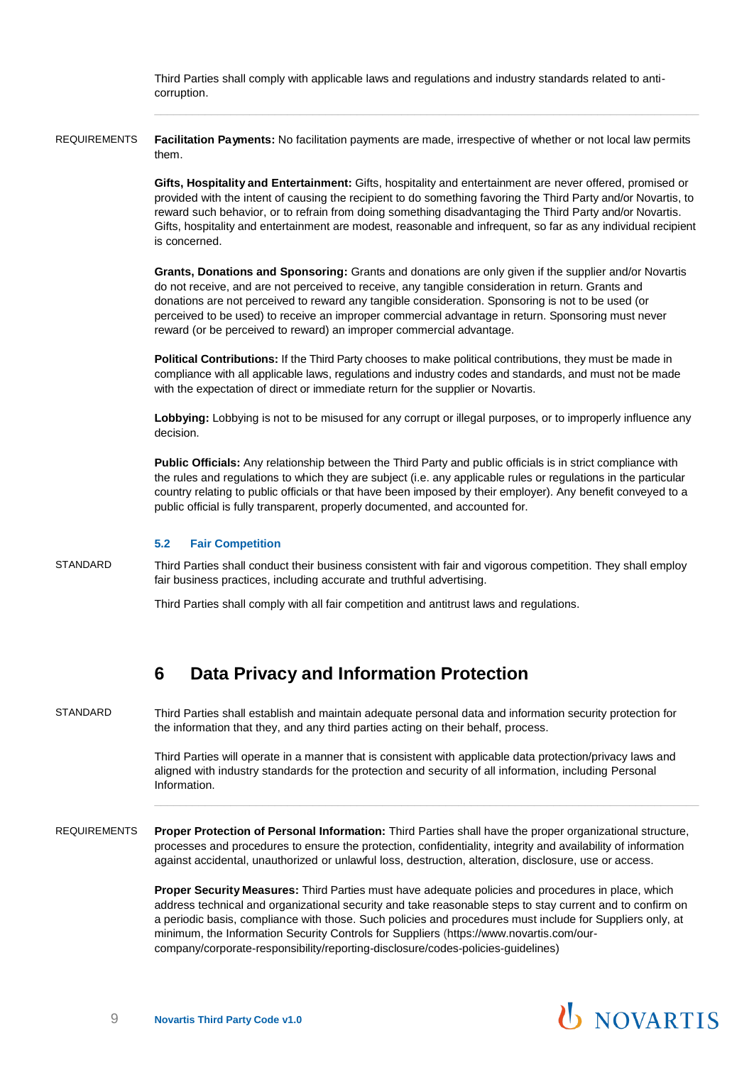Third Parties shall comply with applicable laws and regulations and industry standards related to anti-corruption.

---

REQUIREMENTS

**Facilitation Payments:** No facilitation payments are made, irrespective of whether or not local law permits them.

**Gifts, Hospitality and Entertainment:** Gifts, hospitality and entertainment are never offered, promised or provided with the intent of causing the recipient to do something favoring the Third Party and/or Novartis, to reward such behavior, or to refrain from doing something disadvantaging the Third Party and/or Novartis. Gifts, hospitality and entertainment are modest, reasonable and infrequent, so far as any individual recipient is concerned.

**Grants, Donations and Sponsoring:** Grants and donations are only given if the supplier and/or Novartis do not receive, and are not perceived to receive, any tangible consideration in return. Grants and donations are not perceived to reward any tangible consideration. Sponsoring is not to be used (or perceived to be used) to receive an improper commercial advantage in return. Sponsoring must never reward (or be perceived to reward) an improper commercial advantage.

**Political Contributions:** If the Third Party chooses to make political contributions, they must be made in compliance with all applicable laws, regulations and industry codes and standards, and must not be made with the expectation of direct or immediate return for the supplier or Novartis.

**Lobbying:** Lobbying is not to be misused for any corrupt or illegal purposes, or to improperly influence any decision.

**Public Officials:** Any relationship between the Third Party and public officials is in strict compliance with the rules and regulations to which they are subject (i.e. any applicable rules or regulations in the particular country relating to public officials or that have been imposed by their employer). Any benefit conveyed to a public official is fully transparent, properly documented, and accounted for.

### 5.2 Fair Competition

STANDARD

Third Parties shall conduct their business consistent with fair and vigorous competition. They shall employ fair business practices, including accurate and truthful advertising.

Third Parties shall comply with all fair competition and antitrust laws and regulations.

## 6 Data Privacy and Information Protection

STANDARD

Third Parties shall establish and maintain adequate personal data and information security protection for the information that they, and any third parties acting on their behalf, process.

Third Parties will operate in a manner that is consistent with applicable data protection/privacy laws and aligned with industry standards for the protection and security of all information, including Personal Information.

---

REQUIREMENTS

**Proper Protection of Personal Information:** Third Parties shall have the proper organizational structure, processes and procedures to ensure the protection, confidentiality, integrity and availability of information against accidental, unauthorized or unlawful loss, destruction, alteration, disclosure, use or access.

**Proper Security Measures:** Third Parties must have adequate policies and procedures in place, which address technical and organizational security and take reasonable steps to stay current and to confirm on a periodic basis, compliance with those. Such policies and procedures must include for Suppliers only, at minimum, the Information Security Controls for Suppliers (https://www.novartis.com/our-company/corporate-responsibility/reporting-disclosure/codes-policies-guidelines)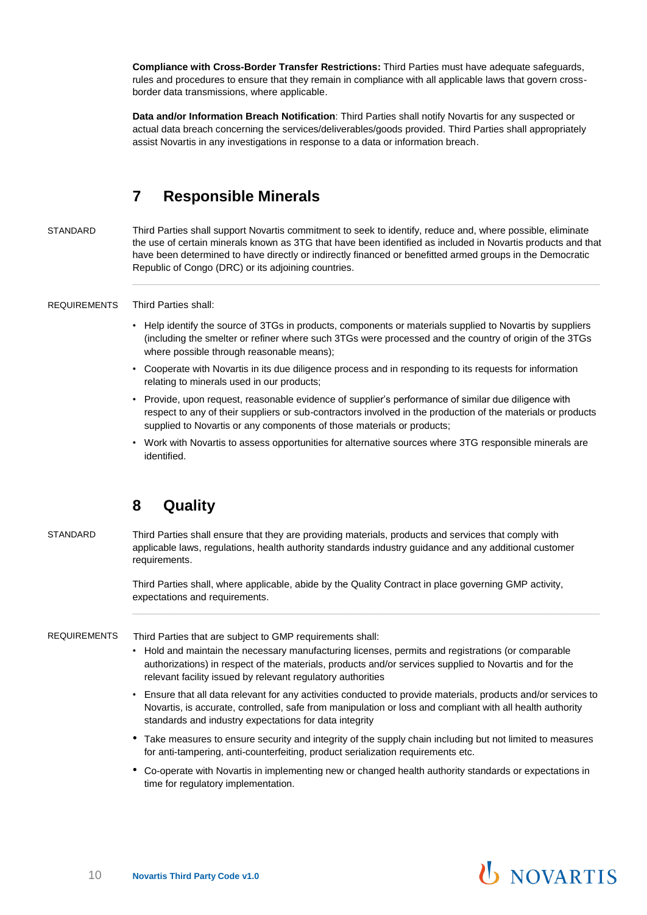**Compliance with Cross-Border Transfer Restrictions:** Third Parties must have adequate safeguards, rules and procedures to ensure that they remain in compliance with all applicable laws that govern cross-border data transmissions, where applicable.

**Data and/or Information Breach Notification**: Third Parties shall notify Novartis for any suspected or actual data breach concerning the services/deliverables/goods provided. Third Parties shall appropriately assist Novartis in any investigations in response to a data or information breach.

## 7 Responsible Minerals

STANDARD

Third Parties shall support Novartis commitment to seek to identify, reduce and, where possible, eliminate the use of certain minerals known as 3TG that have been identified as included in Novartis products and that have been determined to have directly or indirectly financed or benefitted armed groups in the Democratic Republic of Congo (DRC) or its adjoining countries.

REQUIREMENTS

Third Parties shall:

- Help identify the source of 3TGs in products, components or materials supplied to Novartis by suppliers (including the smelter or refiner where such 3TGs were processed and the country of origin of the 3TGs where possible through reasonable means);
- Cooperate with Novartis in its due diligence process and in responding to its requests for information relating to minerals used in our products;
- Provide, upon request, reasonable evidence of supplier's performance of similar due diligence with respect to any of their suppliers or sub-contractors involved in the production of the materials or products supplied to Novartis or any components of those materials or products;
- Work with Novartis to assess opportunities for alternative sources where 3TG responsible minerals are identified.

## 8 Quality

STANDARD

Third Parties shall ensure that they are providing materials, products and services that comply with applicable laws, regulations, health authority standards industry guidance and any additional customer requirements.

Third Parties shall, where applicable, abide by the Quality Contract in place governing GMP activity, expectations and requirements.

REQUIREMENTS

Third Parties that are subject to GMP requirements shall:

- Hold and maintain the necessary manufacturing licenses, permits and registrations (or comparable authorizations) in respect of the materials, products and/or services supplied to Novartis and for the relevant facility issued by relevant regulatory authorities
- Ensure that all data relevant for any activities conducted to provide materials, products and/or services to Novartis, is accurate, controlled, safe from manipulation or loss and compliant with all health authority standards and industry expectations for data integrity
- Take measures to ensure security and integrity of the supply chain including but not limited to measures for anti-tampering, anti-counterfeiting, product serialization requirements etc.
- Co-operate with Novartis in implementing new or changed health authority standards or expectations in time for regulatory implementation.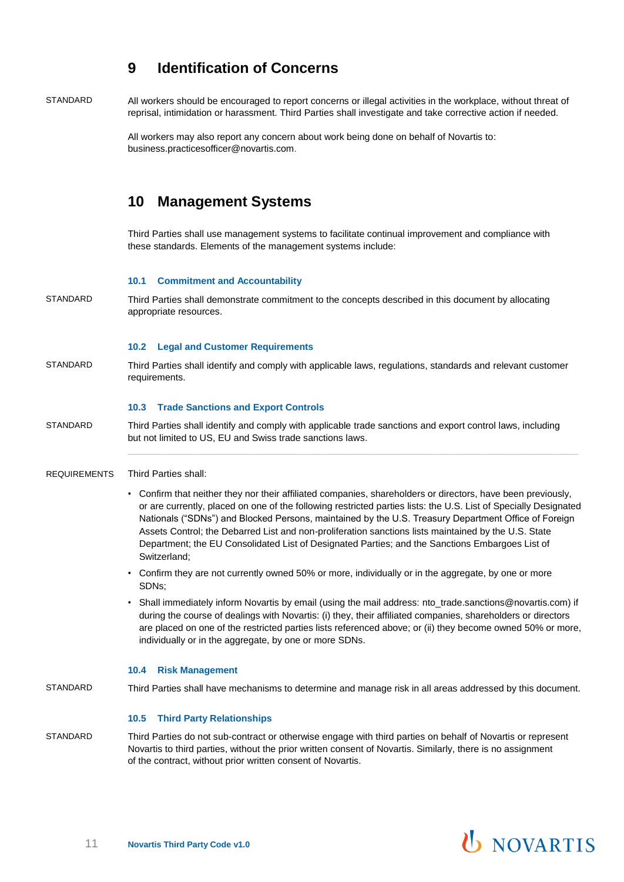# 9 Identification of Concerns

STANDARD

All workers should be encouraged to report concerns or illegal activities in the workplace, without threat of reprisal, intimidation or harassment. Third Parties shall investigate and take corrective action if needed.

All workers may also report any concern about work being done on behalf of Novartis to: business.practicesofficer@novartis.com.

# 10 Management Systems

Third Parties shall use management systems to facilitate continual improvement and compliance with these standards. Elements of the management systems include:

### 10.1 Commitment and Accountability

STANDARD

Third Parties shall demonstrate commitment to the concepts described in this document by allocating appropriate resources.

### 10.2 Legal and Customer Requirements

STANDARD

Third Parties shall identify and comply with applicable laws, regulations, standards and relevant customer requirements.

### 10.3 Trade Sanctions and Export Controls

STANDARD

Third Parties shall identify and comply with applicable trade sanctions and export control laws, including but not limited to US, EU and Swiss trade sanctions laws.

REQUIREMENTS

Third Parties shall:

- Confirm that neither they nor their affiliated companies, shareholders or directors, have been previously, or are currently, placed on one of the following restricted parties lists: the U.S. List of Specially Designated Nationals ("SDNs") and Blocked Persons, maintained by the U.S. Treasury Department Office of Foreign Assets Control; the Debarred List and non-proliferation sanctions lists maintained by the U.S. State Department; the EU Consolidated List of Designated Parties; and the Sanctions Embargoes List of Switzerland;
- Confirm they are not currently owned 50% or more, individually or in the aggregate, by one or more SDNs;
- Shall immediately inform Novartis by email (using the mail address: nto_trade.sanctions@novartis.com) if during the course of dealings with Novartis: (i) they, their affiliated companies, shareholders or directors are placed on one of the restricted parties lists referenced above; or (ii) they become owned 50% or more, individually or in the aggregate, by one or more SDNs.

### 10.4 Risk Management

STANDARD

Third Parties shall have mechanisms to determine and manage risk in all areas addressed by this document.

### 10.5 Third Party Relationships

STANDARD

Third Parties do not sub-contract or otherwise engage with third parties on behalf of Novartis or represent Novartis to third parties, without the prior written consent of Novartis. Similarly, there is no assignment of the contract, without prior written consent of Novartis.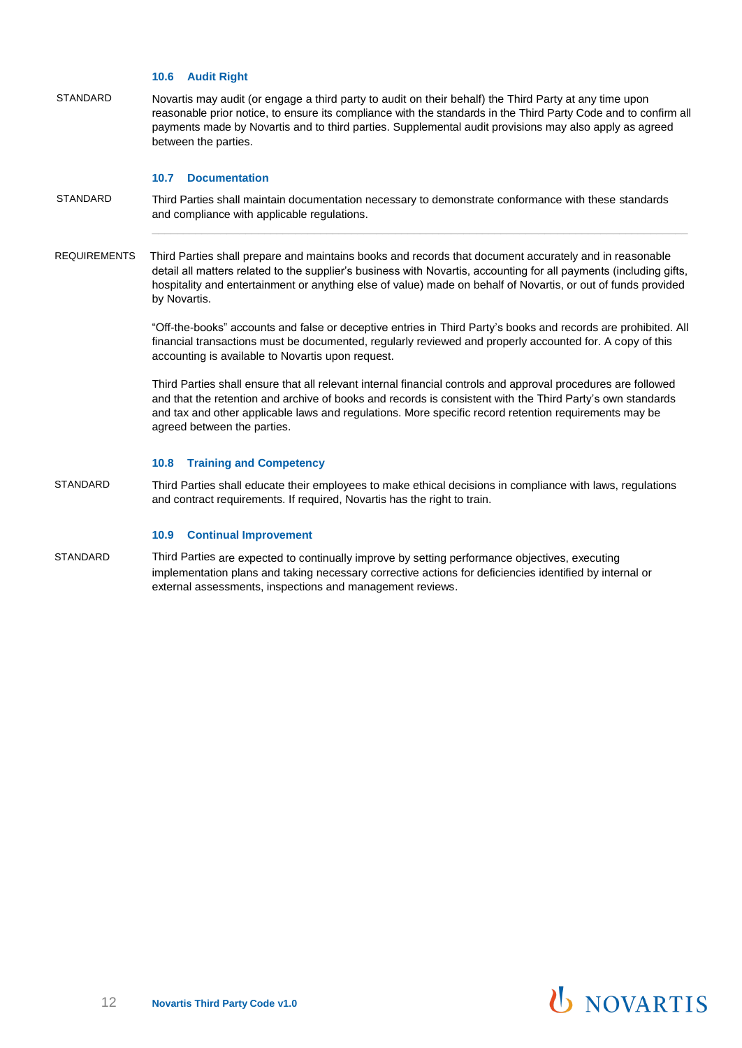### 10.6 Audit Right

STANDARD

Novartis may audit (or engage a third party to audit on their behalf) the Third Party at any time upon reasonable prior notice, to ensure its compliance with the standards in the Third Party Code and to confirm all payments made by Novartis and to third parties. Supplemental audit provisions may also apply as agreed between the parties.

### 10.7 Documentation

STANDARD

Third Parties shall maintain documentation necessary to demonstrate conformance with these standards and compliance with applicable regulations.

---

REQUIREMENTS

Third Parties shall prepare and maintains books and records that document accurately and in reasonable detail all matters related to the supplier's business with Novartis, accounting for all payments (including gifts, hospitality and entertainment or anything else of value) made on behalf of Novartis, or out of funds provided by Novartis.

"Off-the-books" accounts and false or deceptive entries in Third Party's books and records are prohibited. All financial transactions must be documented, regularly reviewed and properly accounted for. A copy of this accounting is available to Novartis upon request.

Third Parties shall ensure that all relevant internal financial controls and approval procedures are followed and that the retention and archive of books and records is consistent with the Third Party's own standards and tax and other applicable laws and regulations. More specific record retention requirements may be agreed between the parties.

### 10.8 Training and Competency

STANDARD

Third Parties shall educate their employees to make ethical decisions in compliance with laws, regulations and contract requirements. If required, Novartis has the right to train.

### 10.9 Continual Improvement

STANDARD

Third Parties are expected to continually improve by setting performance objectives, executing implementation plans and taking necessary corrective actions for deficiencies identified by internal or external assessments, inspections and management reviews.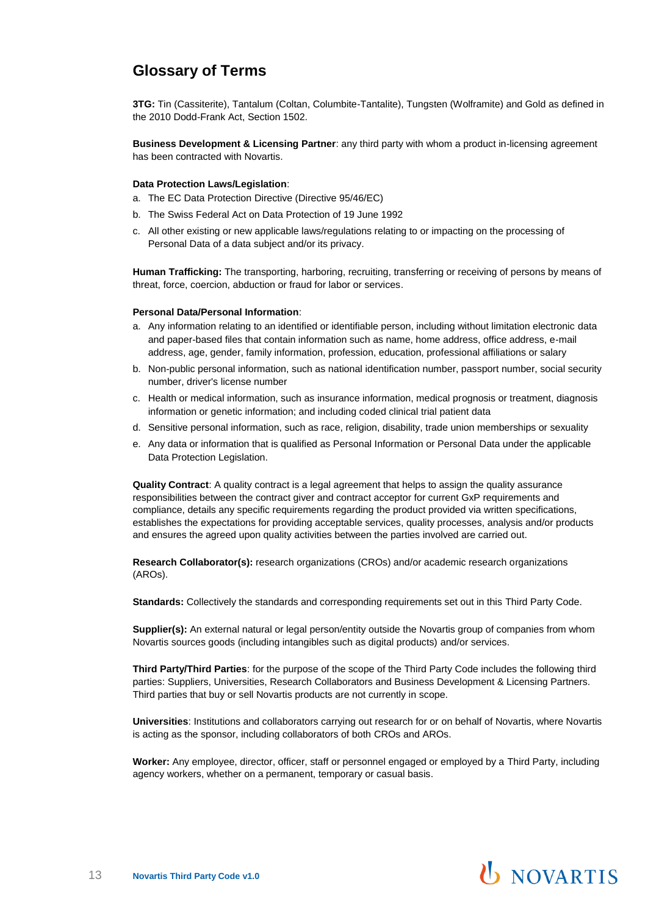## Glossary of Terms

**3TG:** Tin (Cassiterite), Tantalum (Coltan, Columbite-Tantalite), Tungsten (Wolframite) and Gold as defined in the 2010 Dodd-Frank Act, Section 1502.

**Business Development & Licensing Partner**: any third party with whom a product in-licensing agreement has been contracted with Novartis.

**Data Protection Laws/Legislation**:

a. The EC Data Protection Directive (Directive 95/46/EC)
b. The Swiss Federal Act on Data Protection of 19 June 1992
c. All other existing or new applicable laws/regulations relating to or impacting on the processing of Personal Data of a data subject and/or its privacy.

**Human Trafficking:** The transporting, harboring, recruiting, transferring or receiving of persons by means of threat, force, coercion, abduction or fraud for labor or services.

**Personal Data/Personal Information**:

a. Any information relating to an identified or identifiable person, including without limitation electronic data and paper-based files that contain information such as name, home address, office address, e-mail address, age, gender, family information, profession, education, professional affiliations or salary
b. Non-public personal information, such as national identification number, passport number, social security number, driver's license number
c. Health or medical information, such as insurance information, medical prognosis or treatment, diagnosis information or genetic information; and including coded clinical trial patient data
d. Sensitive personal information, such as race, religion, disability, trade union memberships or sexuality
e. Any data or information that is qualified as Personal Information or Personal Data under the applicable Data Protection Legislation.

**Quality Contract**: A quality contract is a legal agreement that helps to assign the quality assurance responsibilities between the contract giver and contract acceptor for current GxP requirements and compliance, details any specific requirements regarding the product provided via written specifications, establishes the expectations for providing acceptable services, quality processes, analysis and/or products and ensures the agreed upon quality activities between the parties involved are carried out.

**Research Collaborator(s):** research organizations (CROs) and/or academic research organizations (AROs).

**Standards:** Collectively the standards and corresponding requirements set out in this Third Party Code.

**Supplier(s):** An external natural or legal person/entity outside the Novartis group of companies from whom Novartis sources goods (including intangibles such as digital products) and/or services.

**Third Party/Third Parties**: for the purpose of the scope of the Third Party Code includes the following third parties: Suppliers, Universities, Research Collaborators and Business Development & Licensing Partners. Third parties that buy or sell Novartis products are not currently in scope.

**Universities**: Institutions and collaborators carrying out research for or on behalf of Novartis, where Novartis is acting as the sponsor, including collaborators of both CROs and AROs.

**Worker:** Any employee, director, officer, staff or personnel engaged or employed by a Third Party, including agency workers, whether on a permanent, temporary or casual basis.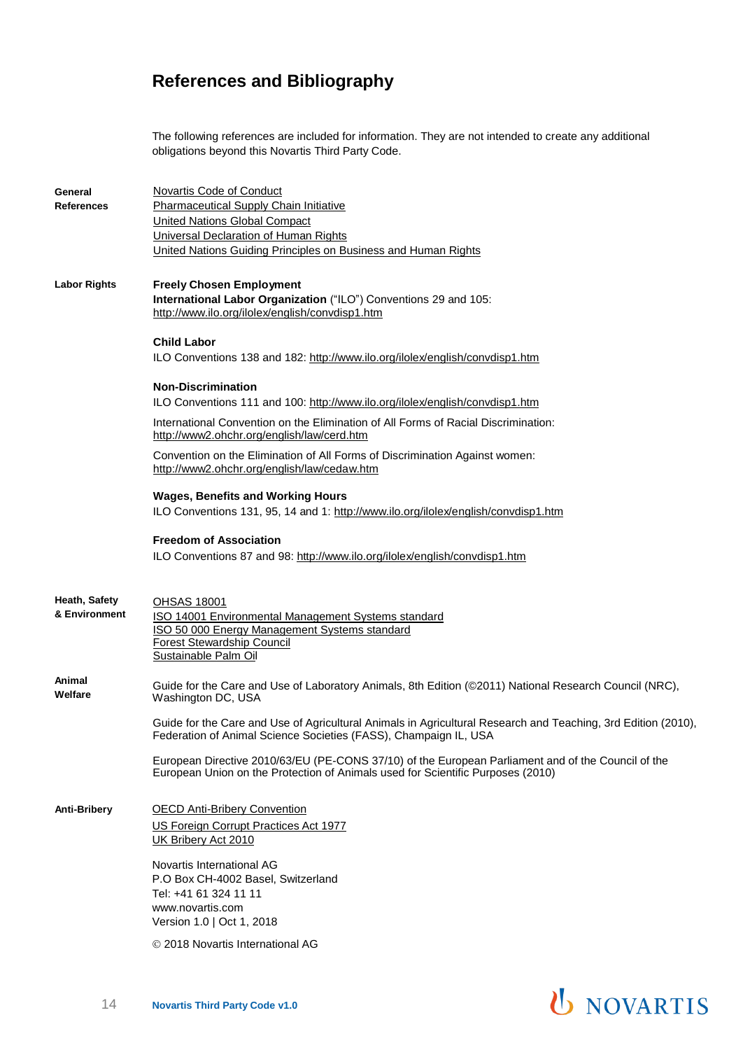# References and Bibliography

The following references are included for information. They are not intended to create any additional obligations beyond this Novartis Third Party Code.

**General References**

Novartis Code of Conduct
Pharmaceutical Supply Chain Initiative
United Nations Global Compact
Universal Declaration of Human Rights
United Nations Guiding Principles on Business and Human Rights

**Labor Rights**

**Freely Chosen Employment**
**International Labor Organization** ("ILO") Conventions 29 and 105:
http://www.ilo.org/ilolex/english/convdisp1.htm

**Child Labor**
ILO Conventions 138 and 182: http://www.ilo.org/ilolex/english/convdisp1.htm

**Non-Discrimination**
ILO Conventions 111 and 100: http://www.ilo.org/ilolex/english/convdisp1.htm

International Convention on the Elimination of All Forms of Racial Discrimination:
http://www2.ohchr.org/english/law/cerd.htm

Convention on the Elimination of All Forms of Discrimination Against women:
http://www2.ohchr.org/english/law/cedaw.htm

**Wages, Benefits and Working Hours**
ILO Conventions 131, 95, 14 and 1: http://www.ilo.org/ilolex/english/convdisp1.htm

**Freedom of Association**
ILO Conventions 87 and 98: http://www.ilo.org/ilolex/english/convdisp1.htm

**Heath, Safety & Environment**

OHSAS 18001
ISO 14001 Environmental Management Systems standard
ISO 50 000 Energy Management Systems standard
Forest Stewardship Council
Sustainable Palm Oil

**Animal Welfare**

Guide for the Care and Use of Laboratory Animals, 8th Edition (©2011) National Research Council (NRC), Washington DC, USA

Guide for the Care and Use of Agricultural Animals in Agricultural Research and Teaching, 3rd Edition (2010), Federation of Animal Science Societies (FASS), Champaign IL, USA

European Directive 2010/63/EU (PE-CONS 37/10) of the European Parliament and of the Council of the European Union on the Protection of Animals used for Scientific Purposes (2010)

**Anti-Bribery**

OECD Anti-Bribery Convention
US Foreign Corrupt Practices Act 1977
UK Bribery Act 2010

Novartis International AG
P.O Box CH-4002 Basel, Switzerland
Tel: +41 61 324 11 11
www.novartis.com
Version 1.0 | Oct 1, 2018

© 2018 Novartis International AG